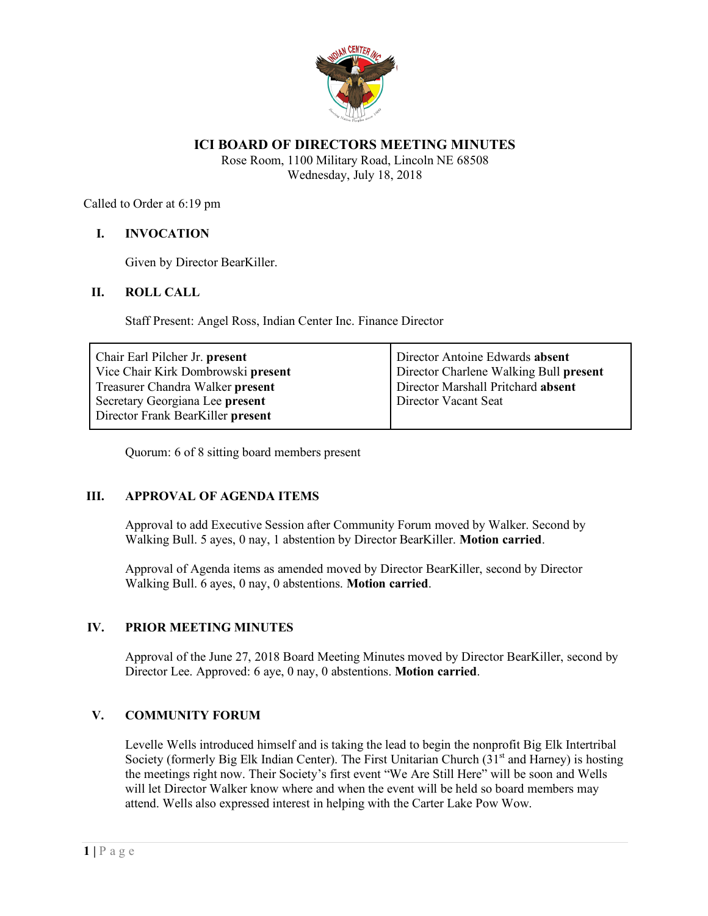# ICI BOARD OF DIRECTORS MEETING MINUTES

Rose Room, 1100 Military Road, Lincoln NE 68508
Wednesday, July 18, 2018

Called to Order at 6:19 pm

## I. INVOCATION

Given by Director BearKiller.

## II. ROLL CALL

Staff Present: Angel Ross, Indian Center Inc. Finance Director

| | |
|---|---|
| Chair Earl Pilcher Jr. **present** | Director Antoine Edwards **absent** |
| Vice Chair Kirk Dombrowski **present** | Director Charlene Walking Bull **present** |
| Treasurer Chandra Walker **present** | Director Marshall Pritchard **absent** |
| Secretary Georgiana Lee **present** | Director Vacant Seat |
| Director Frank BearKiller **present** | |

Quorum: 6 of 8 sitting board members present

## III. APPROVAL OF AGENDA ITEMS

Approval to add Executive Session after Community Forum moved by Walker. Second by Walking Bull. 5 ayes, 0 nay, 1 abstention by Director BearKiller. **Motion carried**.

Approval of Agenda items as amended moved by Director BearKiller, second by Director Walking Bull. 6 ayes, 0 nay, 0 abstentions. **Motion carried**.

## IV. PRIOR MEETING MINUTES

Approval of the June 27, 2018 Board Meeting Minutes moved by Director BearKiller, second by Director Lee. Approved: 6 aye, 0 nay, 0 abstentions. **Motion carried**.

## V. COMMUNITY FORUM

Levelle Wells introduced himself and is taking the lead to begin the nonprofit Big Elk Intertribal Society (formerly Big Elk Indian Center). The First Unitarian Church (31st and Harney) is hosting the meetings right now. Their Society's first event "We Are Still Here" will be soon and Wells will let Director Walker know where and when the event will be held so board members may attend. Wells also expressed interest in helping with the Carter Lake Pow Wow.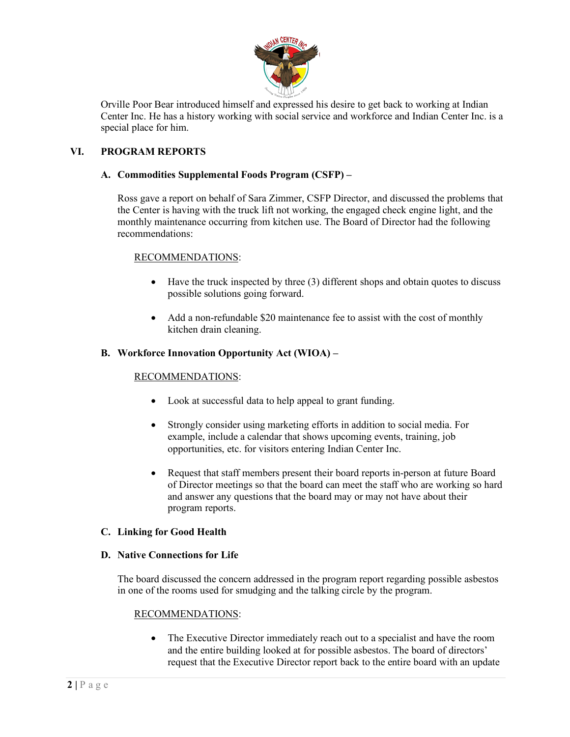Orville Poor Bear introduced himself and expressed his desire to get back to working at Indian Center Inc. He has a history working with social service and workforce and Indian Center Inc. is a special place for him.

## VI. PROGRAM REPORTS

### A. Commodities Supplemental Foods Program (CSFP) –

Ross gave a report on behalf of Sara Zimmer, CSFP Director, and discussed the problems that the Center is having with the truck lift not working, the engaged check engine light, and the monthly maintenance occurring from kitchen use. The Board of Director had the following recommendations:

RECOMMENDATIONS:

- Have the truck inspected by three (3) different shops and obtain quotes to discuss possible solutions going forward.
- Add a non-refundable $20 maintenance fee to assist with the cost of monthly kitchen drain cleaning.

### B. Workforce Innovation Opportunity Act (WIOA) –

RECOMMENDATIONS:

- Look at successful data to help appeal to grant funding.
- Strongly consider using marketing efforts in addition to social media. For example, include a calendar that shows upcoming events, training, job opportunities, etc. for visitors entering Indian Center Inc.
- Request that staff members present their board reports in-person at future Board of Director meetings so that the board can meet the staff who are working so hard and answer any questions that the board may or may not have about their program reports.

### C. Linking for Good Health

### D. Native Connections for Life

The board discussed the concern addressed in the program report regarding possible asbestos in one of the rooms used for smudging and the talking circle by the program.

RECOMMENDATIONS:

- The Executive Director immediately reach out to a specialist and have the room and the entire building looked at for possible asbestos. The board of directors' request that the Executive Director report back to the entire board with an update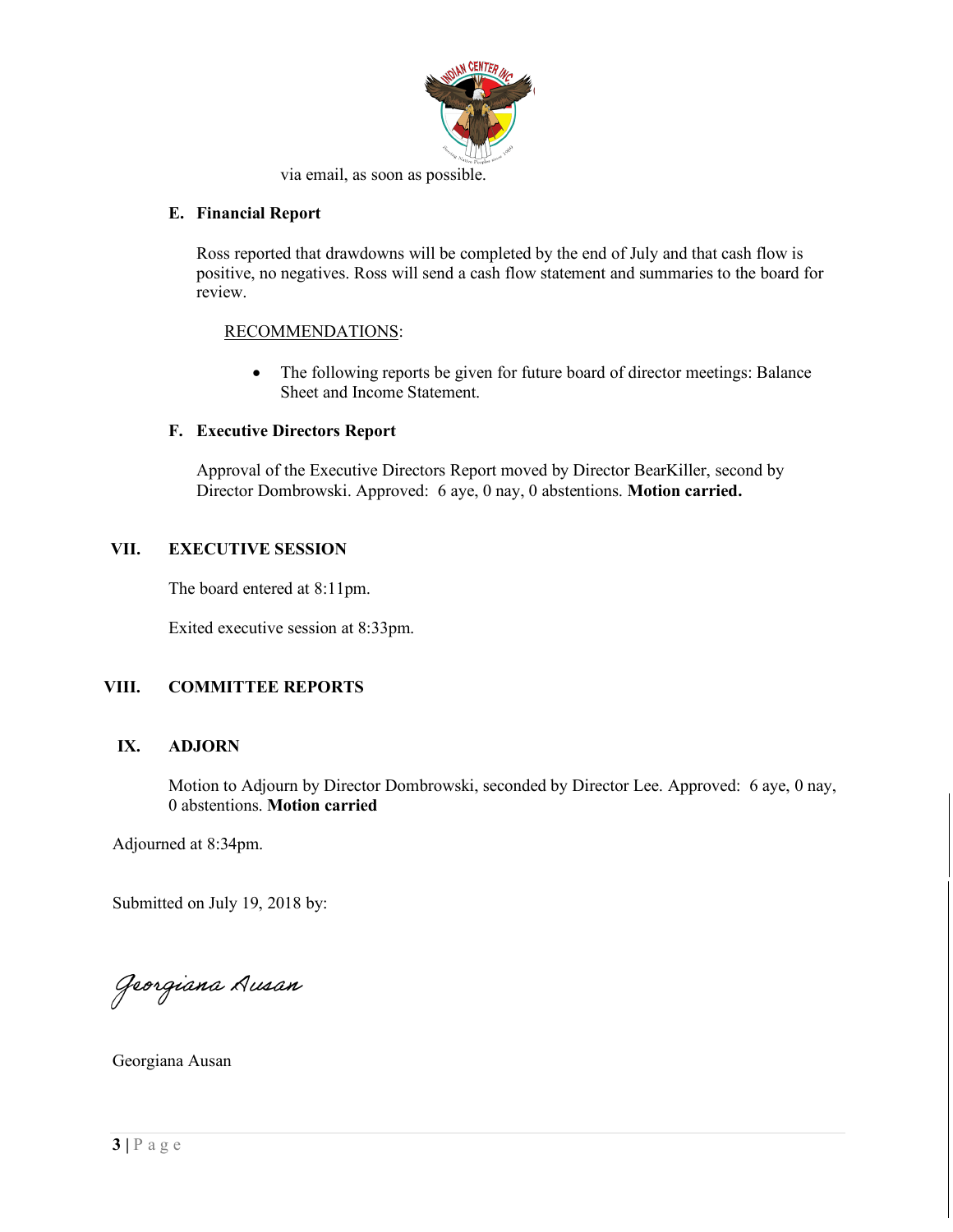via email, as soon as possible.

**E. Financial Report**

Ross reported that drawdowns will be completed by the end of July and that cash flow is positive, no negatives. Ross will send a cash flow statement and summaries to the board for review.

RECOMMENDATIONS:

- The following reports be given for future board of director meetings: Balance Sheet and Income Statement.

**F. Executive Directors Report**

Approval of the Executive Directors Report moved by Director BearKiller, second by Director Dombrowski. Approved: 6 aye, 0 nay, 0 abstentions. **Motion carried.**

## VII. EXECUTIVE SESSION

The board entered at 8:11pm.

Exited executive session at 8:33pm.

## VIII. COMMITTEE REPORTS

## IX. ADJORN

Motion to Adjourn by Director Dombrowski, seconded by Director Lee. Approved: 6 aye, 0 nay, 0 abstentions. **Motion carried**

Adjourned at 8:34pm.

Submitted on July 19, 2018 by:

*Georgiana Ausan*

Georgiana Ausan